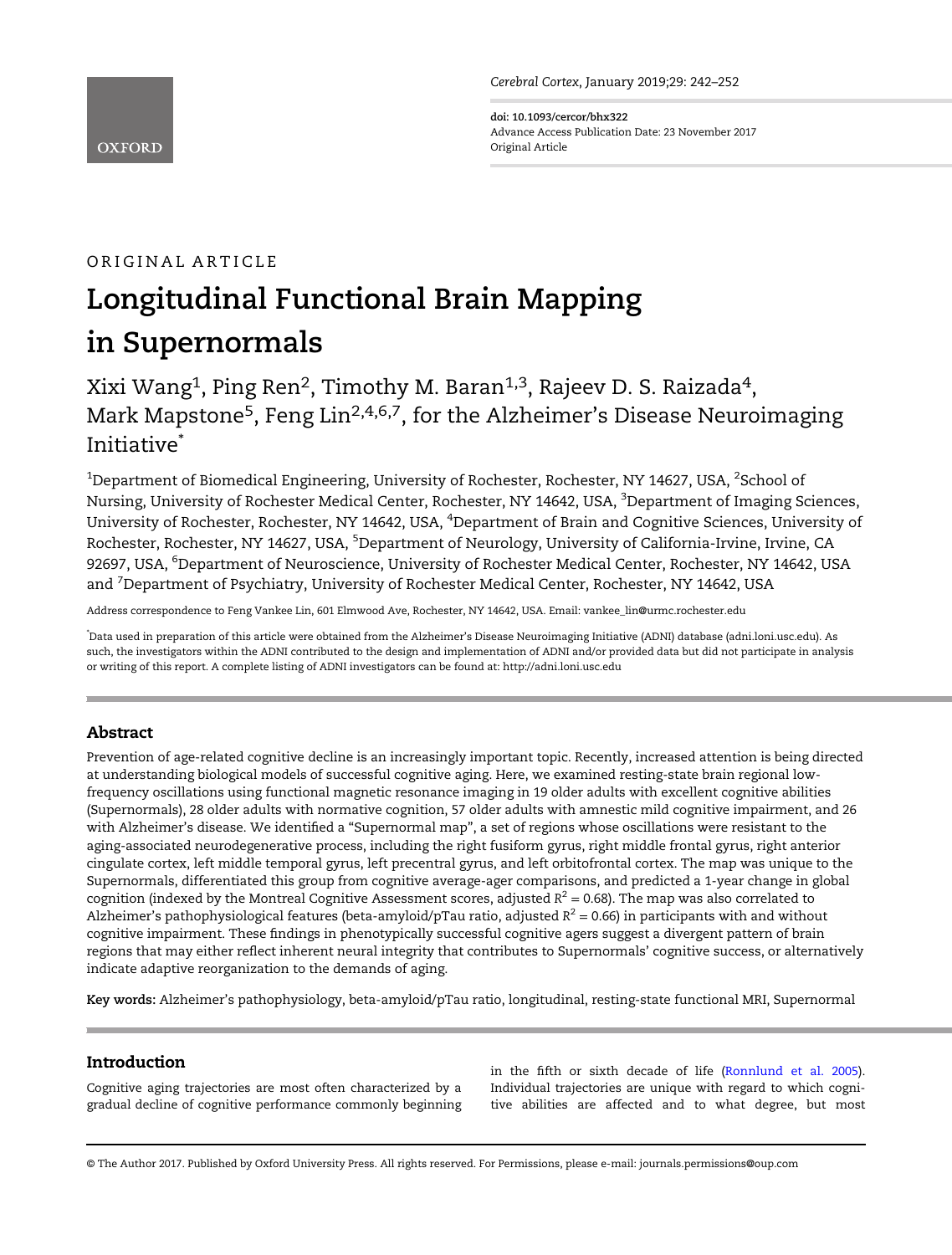ORIGINAL ARTICLE

# Longitudinal Functional Brain Mapping in Supernormals

Xixi Wang[1], Ping Ren[2], Timothy M. Baran[1,3], Rajeev D. S. Raizada[4], Mark Mapstone[5], Feng Lin[2,4,6,7], for the Alzheimer's Disease Neuroimaging Initiative*

[1]Department of Biomedical Engineering, University of Rochester, Rochester, NY 14627, USA, [2]School of Nursing, University of Rochester Medical Center, Rochester, NY 14642, USA, [3]Department of Imaging Sciences, University of Rochester, Rochester, NY 14642, USA, [4]Department of Brain and Cognitive Sciences, University of Rochester, Rochester, NY 14627, USA, [5]Department of Neurology, University of California-Irvine, Irvine, CA 92697, USA, [6]Department of Neuroscience, University of Rochester Medical Center, Rochester, NY 14642, USA and [7]Department of Psychiatry, University of Rochester Medical Center, Rochester, NY 14642, USA

Address correspondence to Feng Vankee Lin, 601 Elmwood Ave, Rochester, NY 14642, USA. Email: vankee_lin@urmc.rochester.edu

*Data used in preparation of this article were obtained from the Alzheimer's Disease Neuroimaging Initiative (ADNI) database (adni.loni.usc.edu). As such, the investigators within the ADNI contributed to the design and implementation of ADNI and/or provided data but did not participate in analysis or writing of this report. A complete listing of ADNI investigators can be found at: http://adni.loni.usc.edu

## Abstract

Prevention of age-related cognitive decline is an increasingly important topic. Recently, increased attention is being directed at understanding biological models of successful cognitive aging. Here, we examined resting-state brain regional low-frequency oscillations using functional magnetic resonance imaging in 19 older adults with excellent cognitive abilities (Supernormals), 28 older adults with normative cognition, 57 older adults with amnestic mild cognitive impairment, and 26 with Alzheimer's disease. We identified a "Supernormal map", a set of regions whose oscillations were resistant to the aging-associated neurodegenerative process, including the right fusiform gyrus, right middle frontal gyrus, right anterior cingulate cortex, left middle temporal gyrus, left precentral gyrus, and left orbitofrontal cortex. The map was unique to the Supernormals, differentiated this group from cognitive average-ager comparisons, and predicted a 1-year change in global cognition (indexed by the Montreal Cognitive Assessment scores, adjusted $R^2 = 0.68$). The map was also correlated to Alzheimer's pathophysiological features (beta-amyloid/pTau ratio, adjusted $R^2 = 0.66$) in participants with and without cognitive impairment. These findings in phenotypically successful cognitive agers suggest a divergent pattern of brain regions that may either reflect inherent neural integrity that contributes to Supernormals' cognitive success, or alternatively indicate adaptive reorganization to the demands of aging.

**Key words:** Alzheimer's pathophysiology, beta-amyloid/pTau ratio, longitudinal, resting-state functional MRI, Supernormal

## Introduction

Cognitive aging trajectories are most often characterized by a gradual decline of cognitive performance commonly beginning in the fifth or sixth decade of life (Ronnlund et al. 2005). Individual trajectories are unique with regard to which cognitive abilities are affected and to what degree, but most

© The Author 2017. Published by Oxford University Press. All rights reserved. For Permissions, please e-mail: journals.permissions@oup.com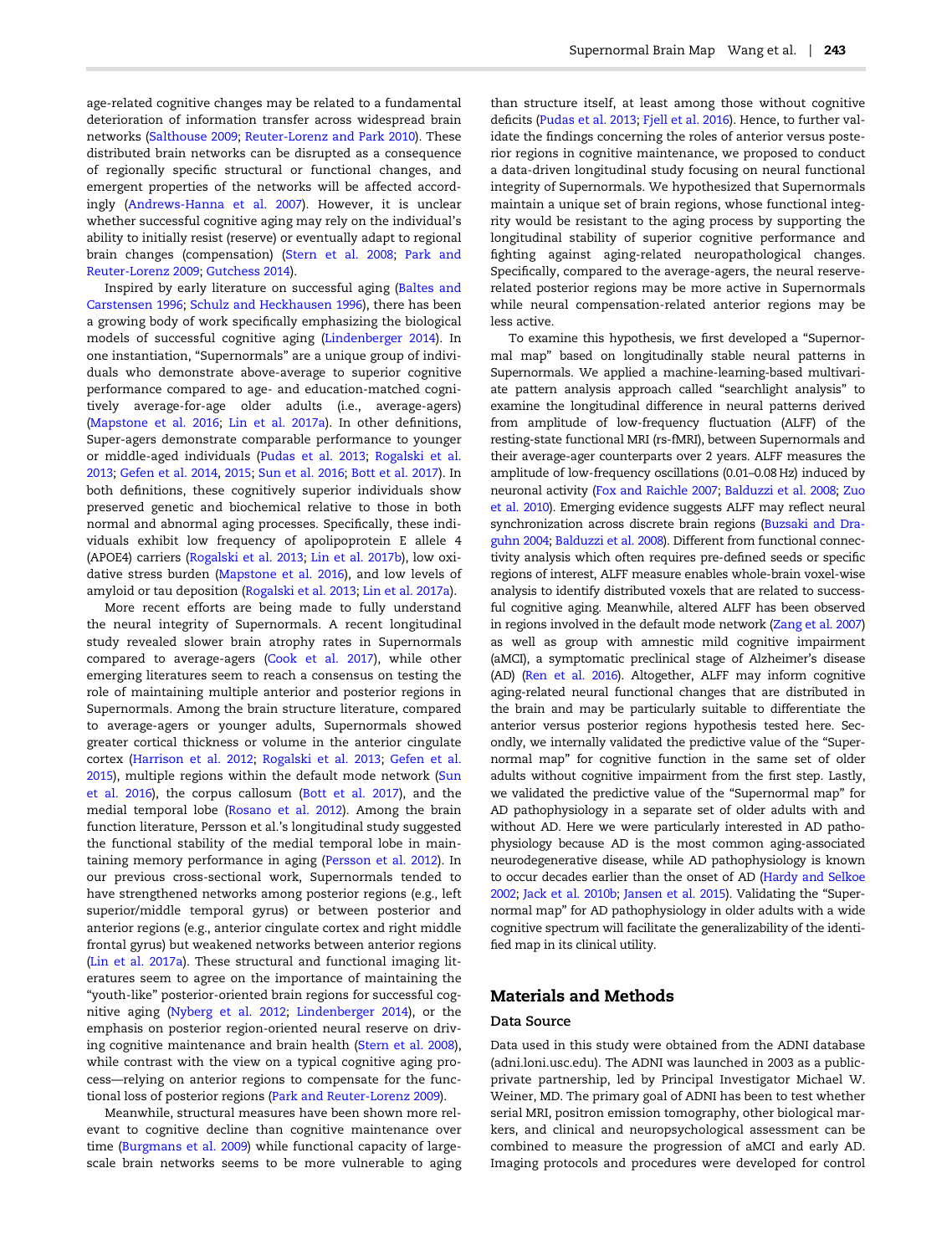age-related cognitive changes may be related to a fundamental deterioration of information transfer across widespread brain networks (Salthouse 2009; Reuter-Lorenz and Park 2010). These distributed brain networks can be disrupted as a consequence of regionally specific structural or functional changes, and emergent properties of the networks will be affected accordingly (Andrews-Hanna et al. 2007). However, it is unclear whether successful cognitive aging may rely on the individual's ability to initially resist (reserve) or eventually adapt to regional brain changes (compensation) (Stern et al. 2008; Park and Reuter-Lorenz 2009; Gutchess 2014).

Inspired by early literature on successful aging (Baltes and Carstensen 1996; Schulz and Heckhausen 1996), there has been a growing body of work specifically emphasizing the biological models of successful cognitive aging (Lindenberger 2014). In one instantiation, "Supernormals" are a unique group of individuals who demonstrate above-average to superior cognitive performance compared to age- and education-matched cognitively average-for-age older adults (i.e., average-agers) (Mapstone et al. 2016; Lin et al. 2017a). In other definitions, Super-agers demonstrate comparable performance to younger or middle-aged individuals (Pudas et al. 2013; Rogalski et al. 2013; Gefen et al. 2014, 2015; Sun et al. 2016; Bott et al. 2017). In both definitions, these cognitively superior individuals show preserved genetic and biochemical relative to those in both normal and abnormal aging processes. Specifically, these individuals exhibit low frequency of apolipoprotein E allele 4 (APOE4) carriers (Rogalski et al. 2013; Lin et al. 2017b), low oxidative stress burden (Mapstone et al. 2016), and low levels of amyloid or tau deposition (Rogalski et al. 2013; Lin et al. 2017a).

More recent efforts are being made to fully understand the neural integrity of Supernormals. A recent longitudinal study revealed slower brain atrophy rates in Supernormals compared to average-agers (Cook et al. 2017), while other emerging literatures seem to reach a consensus on testing the role of maintaining multiple anterior and posterior regions in Supernormals. Among the brain structure literature, compared to average-agers or younger adults, Supernormals showed greater cortical thickness or volume in the anterior cingulate cortex (Harrison et al. 2012; Rogalski et al. 2013; Gefen et al. 2015), multiple regions within the default mode network (Sun et al. 2016), the corpus callosum (Bott et al. 2017), and the medial temporal lobe (Rosano et al. 2012). Among the brain function literature, Persson et al.'s longitudinal study suggested the functional stability of the medial temporal lobe in maintaining memory performance in aging (Persson et al. 2012). In our previous cross-sectional work, Supernormals tended to have strengthened networks among posterior regions (e.g., left superior/middle temporal gyrus) or between posterior and anterior regions (e.g., anterior cingulate cortex and right middle frontal gyrus) but weakened networks between anterior regions (Lin et al. 2017a). These structural and functional imaging literatures seem to agree on the importance of maintaining the "youth-like" posterior-oriented brain regions for successful cognitive aging (Nyberg et al. 2012; Lindenberger 2014), or the emphasis on posterior region-oriented neural reserve on driving cognitive maintenance and brain health (Stern et al. 2008), while contrast with the view on a typical cognitive aging process—relying on anterior regions to compensate for the functional loss of posterior regions (Park and Reuter-Lorenz 2009).

Meanwhile, structural measures have been shown more relevant to cognitive decline than cognitive maintenance over time (Burgmans et al. 2009) while functional capacity of large-scale brain networks seems to be more vulnerable to aging than structure itself, at least among those without cognitive deficits (Pudas et al. 2013; Fjell et al. 2016). Hence, to further validate the findings concerning the roles of anterior versus posterior regions in cognitive maintenance, we proposed to conduct a data-driven longitudinal study focusing on neural functional integrity of Supernormals. We hypothesized that Supernormals maintain a unique set of brain regions, whose functional integrity would be resistant to the aging process by supporting the longitudinal stability of superior cognitive performance and fighting against aging-related neuropathological changes. Specifically, compared to the average-agers, the neural reserve-related posterior regions may be more active in Supernormals while neural compensation-related anterior regions may be less active.

To examine this hypothesis, we first developed a "Supernormal map" based on longitudinally stable neural patterns in Supernormals. We applied a machine-learning-based multivariate pattern analysis approach called "searchlight analysis" to examine the longitudinal difference in neural patterns derived from amplitude of low-frequency fluctuation (ALFF) of the resting-state functional MRI (rs-fMRI), between Supernormals and their average-ager counterparts over 2 years. ALFF measures the amplitude of low-frequency oscillations (0.01–0.08 Hz) induced by neuronal activity (Fox and Raichle 2007; Balduzzi et al. 2008; Zuo et al. 2010). Emerging evidence suggests ALFF may reflect neural synchronization across discrete brain regions (Buzsaki and Draguhn 2004; Balduzzi et al. 2008). Different from functional connectivity analysis which often requires pre-defined seeds or specific regions of interest, ALFF measure enables whole-brain voxel-wise analysis to identify distributed voxels that are related to successful cognitive aging. Meanwhile, altered ALFF has been observed in regions involved in the default mode network (Zang et al. 2007) as well as group with amnestic mild cognitive impairment (aMCI), a symptomatic preclinical stage of Alzheimer's disease (AD) (Ren et al. 2016). Altogether, ALFF may inform cognitive aging-related neural functional changes that are distributed in the brain and may be particularly suitable to differentiate the anterior versus posterior regions hypothesis tested here. Secondly, we internally validated the predictive value of the "Supernormal map" for cognitive function in the same set of older adults without cognitive impairment from the first step. Lastly, we validated the predictive value of the "Supernormal map" for AD pathophysiology in a separate set of older adults with and without AD. Here we were particularly interested in AD pathophysiology because AD is the most common aging-associated neurodegenerative disease, while AD pathophysiology is known to occur decades earlier than the onset of AD (Hardy and Selkoe 2002; Jack et al. 2010b; Jansen et al. 2015). Validating the "Supernormal map" for AD pathophysiology in older adults with a wide cognitive spectrum will facilitate the generalizability of the identified map in its clinical utility.

## Materials and Methods

### Data Source

Data used in this study were obtained from the ADNI database (adni.loni.usc.edu). The ADNI was launched in 2003 as a public-private partnership, led by Principal Investigator Michael W. Weiner, MD. The primary goal of ADNI has been to test whether serial MRI, positron emission tomography, other biological markers, and clinical and neuropsychological assessment can be combined to measure the progression of aMCI and early AD. Imaging protocols and procedures were developed for control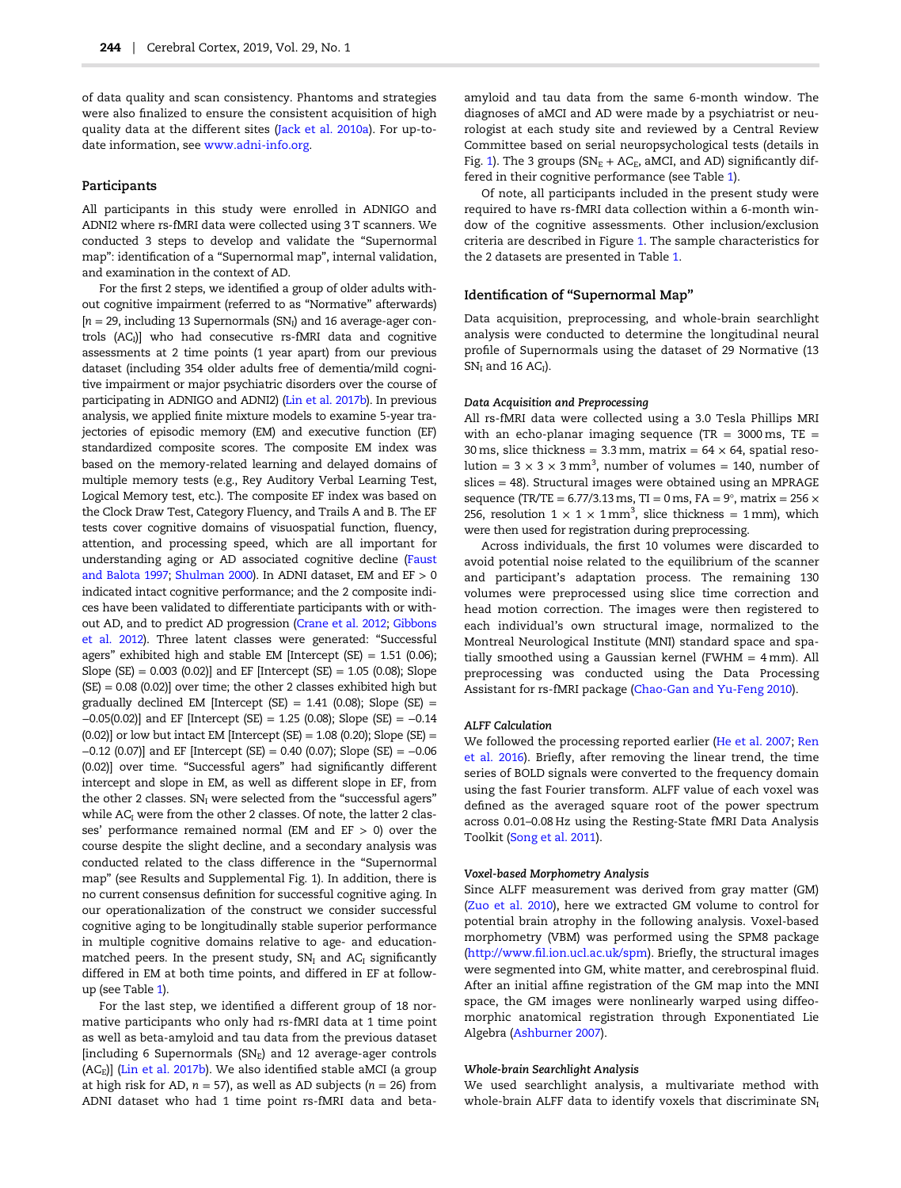of data quality and scan consistency. Phantoms and strategies were also finalized to ensure the consistent acquisition of high quality data at the different sites (Jack et al. 2010a). For up-to-date information, see www.adni-info.org.

## Participants

All participants in this study were enrolled in ADNIGO and ADNI2 where rs-fMRI data were collected using 3 T scanners. We conducted 3 steps to develop and validate the "Supernormal map": identification of a "Supernormal map", internal validation, and examination in the context of AD.

For the first 2 steps, we identified a group of older adults without cognitive impairment (referred to as "Normative" afterwards) [$n = 29$, including 13 Supernormals ($SN_I$) and 16 average-ager controls ($AC_I$)] who had consecutive rs-fMRI data and cognitive assessments at 2 time points (1 year apart) from our previous dataset (including 354 older adults free of dementia/mild cognitive impairment or major psychiatric disorders over the course of participating in ADNIGO and ADNI2) (Lin et al. 2017b). In previous analysis, we applied finite mixture models to examine 5-year trajectories of episodic memory (EM) and executive function (EF) standardized composite scores. The composite EM index was based on the memory-related learning and delayed domains of multiple memory tests (e.g., Rey Auditory Verbal Learning Test, Logical Memory test, etc.). The composite EF index was based on the Clock Draw Test, Category Fluency, and Trails A and B. The EF tests cover cognitive domains of visuospatial function, fluency, attention, and processing speed, which are all important for understanding aging or AD associated cognitive decline (Faust and Balota 1997; Shulman 2000). In ADNI dataset, EM and EF > 0 indicated intact cognitive performance; and the 2 composite indices have been validated to differentiate participants with or without AD, and to predict AD progression (Crane et al. 2012; Gibbons et al. 2012). Three latent classes were generated: "Successful agers" exhibited high and stable EM [Intercept (SE) = 1.51 (0.06); Slope (SE) = 0.003 (0.02)] and EF [Intercept (SE) = 1.05 (0.08); Slope (SE) = 0.08 (0.02)] over time; the other 2 classes exhibited high but gradually declined EM [Intercept (SE) = 1.41 (0.08); Slope (SE) = −0.05(0.02)] and EF [Intercept (SE) = 1.25 (0.08); Slope (SE) = −0.14 (0.02)] or low but intact EM [Intercept (SE) = 1.08 (0.20); Slope (SE) = −0.12 (0.07)] and EF [Intercept (SE) = 0.40 (0.07); Slope (SE) = −0.06 (0.02)] over time. "Successful agers" had significantly different intercept and slope in EM, as well as different slope in EF, from the other 2 classes. $SN_I$ were selected from the "successful agers" while $AC_I$ were from the other 2 classes. Of note, the latter 2 classes' performance remained normal (EM and EF > 0) over the course despite the slight decline, and a secondary analysis was conducted related to the class difference in the "Supernormal map" (see Results and Supplemental Fig. 1). In addition, there is no current consensus definition for successful cognitive aging. In our operationalization of the construct we consider successful cognitive aging to be longitudinally stable superior performance in multiple cognitive domains relative to age- and education-matched peers. In the present study, $SN_I$ and $AC_I$ significantly differed in EM at both time points, and differed in EF at follow-up (see Table 1).

For the last step, we identified a different group of 18 normative participants who only had rs-fMRI data at 1 time point as well as beta-amyloid and tau data from the previous dataset [including 6 Supernormals ($SN_E$) and 12 average-ager controls ($AC_E$)] (Lin et al. 2017b). We also identified stable aMCI (a group at high risk for AD, $n = 57$), as well as AD subjects ($n = 26$) from ADNI dataset who had 1 time point rs-fMRI data and beta-amyloid and tau data from the same 6-month window. The diagnoses of aMCI and AD were made by a psychiatrist or neurologist at each study site and reviewed by a Central Review Committee based on serial neuropsychological tests (details in Fig. 1). The 3 groups ($SN_E + AC_E$, aMCI, and AD) significantly differed in their cognitive performance (see Table 1).

Of note, all participants included in the present study were required to have rs-fMRI data collection within a 6-month window of the cognitive assessments. Other inclusion/exclusion criteria are described in Figure 1. The sample characteristics for the 2 datasets are presented in Table 1.

## Identification of "Supernormal Map"

Data acquisition, preprocessing, and whole-brain searchlight analysis were conducted to determine the longitudinal neural profile of Supernormals using the dataset of 29 Normative (13 $SN_I$ and 16 $AC_I$).

### *Data Acquisition and Preprocessing*

All rs-fMRI data were collected using a 3.0 Tesla Phillips MRI with an echo-planar imaging sequence (TR = 3000 ms, TE = 30 ms, slice thickness = 3.3 mm, matrix = 64 × 64, spatial resolution = 3 × 3 × 3 mm$^3$, number of volumes = 140, number of slices = 48). Structural images were obtained using an MPRAGE sequence (TR/TE = 6.77/3.13 ms, TI = 0 ms, FA = 9°, matrix = 256 × 256, resolution 1 × 1 × 1 mm$^3$, slice thickness = 1 mm), which were then used for registration during preprocessing.

Across individuals, the first 10 volumes were discarded to avoid potential noise related to the equilibrium of the scanner and participant's adaptation process. The remaining 130 volumes were preprocessed using slice time correction and head motion correction. The images were then registered to each individual's own structural image, normalized to the Montreal Neurological Institute (MNI) standard space and spatially smoothed using a Gaussian kernel (FWHM = 4 mm). All preprocessing was conducted using the Data Processing Assistant for rs-fMRI package (Chao-Gan and Yu-Feng 2010).

### *ALFF Calculation*

We followed the processing reported earlier (He et al. 2007; Ren et al. 2016). Briefly, after removing the linear trend, the time series of BOLD signals were converted to the frequency domain using the fast Fourier transform. ALFF value of each voxel was defined as the averaged square root of the power spectrum across 0.01–0.08 Hz using the Resting-State fMRI Data Analysis Toolkit (Song et al. 2011).

### *Voxel-based Morphometry Analysis*

Since ALFF measurement was derived from gray matter (GM) (Zuo et al. 2010), here we extracted GM volume to control for potential brain atrophy in the following analysis. Voxel-based morphometry (VBM) was performed using the SPM8 package (http://www.fil.ion.ucl.ac.uk/spm). Briefly, the structural images were segmented into GM, white matter, and cerebrospinal fluid. After an initial affine registration of the GM map into the MNI space, the GM images were nonlinearly warped using diffeomorphic anatomical registration through Exponentiated Lie Algebra (Ashburner 2007).

### *Whole-brain Searchlight Analysis*

We used searchlight analysis, a multivariate method with whole-brain ALFF data to identify voxels that discriminate $SN_I$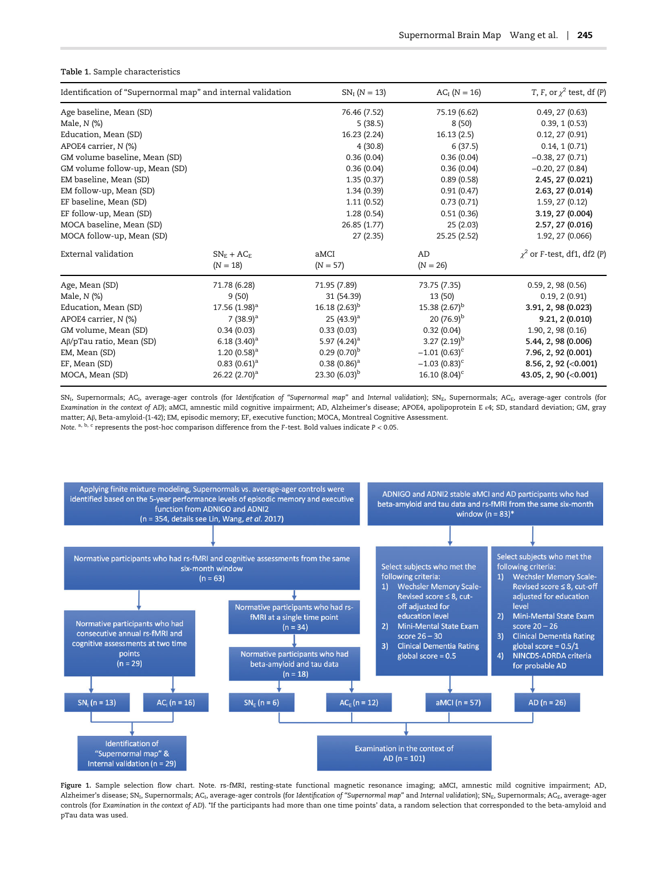Table 1. Sample characteristics

| Identification of "Supernormal map" and internal validation | $SN_I$ (N = 13) | $AC_I$ (N = 16) | T, F, or $\chi^2$ test, df (P) |
|---|---|---|---|
| Age baseline, Mean (SD) | 76.46 (7.52) | 75.19 (6.62) | 0.49, 27 (0.63) |
| Male, N (%) | 5 (38.5) | 8 (50) | 0.39, 1 (0.53) |
| Education, Mean (SD) | 16.23 (2.24) | 16.13 (2.5) | 0.12, 27 (0.91) |
| APOE4 carrier, N (%) | 4 (30.8) | 6 (37.5) | 0.14, 1 (0.71) |
| GM volume baseline, Mean (SD) | 0.36 (0.04) | 0.36 (0.04) | −0.38, 27 (0.71) |
| GM volume follow-up, Mean (SD) | 0.36 (0.04) | 0.36 (0.04) | −0.20, 27 (0.84) |
| EM baseline, Mean (SD) | 1.35 (0.37) | 0.89 (0.58) | **2.45, 27 (0.021)** |
| EM follow-up, Mean (SD) | 1.34 (0.39) | 0.91 (0.47) | **2.63, 27 (0.014)** |
| EF baseline, Mean (SD) | 1.11 (0.52) | 0.73 (0.71) | 1.59, 27 (0.12) |
| EF follow-up, Mean (SD) | 1.28 (0.54) | 0.51 (0.36) | **3.19, 27 (0.004)** |
| MOCA baseline, Mean (SD) | 26.85 (1.77) | 25 (2.03) | **2.57, 27 (0.016)** |
| MOCA follow-up, Mean (SD) | 27 (2.35) | 25.25 (2.52) | 1.92, 27 (0.066) |

| External validation | $SN_E$ + $AC_E$ (N = 18) | aMCI (N = 57) | AD (N = 26) | $\chi^2$ or F-test, df1, df2 (P) |
|---|---|---|---|---|
| Age, Mean (SD) | 71.78 (6.28) | 71.95 (7.89) | 73.75 (7.35) | 0.59, 2, 98 (0.56) |
| Male, N (%) | 9 (50) | 31 (54.39) | 13 (50) | 0.19, 2 (0.91) |
| Education, Mean (SD) | 17.56 (1.98)[a] | 16.18 (2.63)[b] | 15.38 (2.67)[b] | **3.91, 2, 98 (0.023)** |
| APOE4 carrier, N (%) | 7 (38.9)[a] | 25 (43.9)[a] | 20 (76.9)[b] | **9.21, 2 (0.010)** |
| GM volume, Mean (SD) | 0.34 (0.03) | 0.33 (0.03) | 0.32 (0.04) | 1.90, 2, 98 (0.16) |
| Aβ/pTau ratio, Mean (SD) | 6.18 (3.40)[a] | 5.97 (4.24)[a] | 3.27 (2.19)[b] | **5.44, 2, 98 (0.006)** |
| EM, Mean (SD) | 1.20 (0.58)[a] | 0.29 (0.70)[b] | −1.01 (0.63)[c] | **7.96, 2, 92 (0.001)** |
| EF, Mean (SD) | 0.83 (0.61)[a] | 0.38 (0.86)[a] | −1.03 (0.83)[c] | **8.56, 2, 92 (<0.001)** |
| MOCA, Mean (SD) | 26.22 (2.70)[a] | 23.30 (6.03)[b] | 16.10 (8.04)[c] | **43.05, 2, 90 (<0.001)** |

$SN_I$, Supernormals; $AC_I$, average-ager controls (for *Identification of "Supernormal map"* and *Internal validation*); $SN_E$, Supernormals; $AC_E$, average-ager controls (for *Examination in the context of AD*); aMCI, amnestic mild cognitive impairment; AD, Alzheimer's disease; APOE4, apolipoprotein E ε4; SD, standard deviation; GM, gray matter; Aβ, Beta-amyloid-(1-42); EM, episodic memory; EF, executive function; MOCA, Montreal Cognitive Assessment.
*Note.* [a, b, c] represents the post-hoc comparison difference from the F-test. Bold values indicate P < 0.05.

Applying finite mixture modeling, Supernormals vs. average-ager controls were identified based on the 5-year performance levels of episodic memory and executive function from ADNIGO and ADNI2 (n = 354, details see Lin, Wang, *et al.* 2017)

→ Normative participants who had rs-fMRI and cognitive assessments from the same six-month window (n = 63)

→ Normative participants who had consecutive annual rs-fMRI and cognitive assessments at two time points (n = 29) → $SN_I$ (n = 13); $AC_I$ (n = 16) → Identification of "Supernormal map" & Internal validation (n = 29)

→ Normative participants who had rs-fMRI at a single time point (n = 34) → Normative participants who had beta-amyloid and tau data (n = 18) → $SN_E$ (n = 6); $AC_E$ (n = 12)

ADNIGO and ADNI2 stable aMCI and AD participants who had beta-amyloid and tau data and rs-fMRI from the same six-month window (n = 83)*

→ Select subjects who met the following criteria:
1) Wechsler Memory Scale-Revised score ≤ 8, cut-off adjusted for education level
2) Mini-Mental State Exam score 26 – 30
3) Clinical Dementia Rating global score = 0.5

→ aMCI (n = 57)

→ Select subjects who met the following criteria:
1) Wechsler Memory Scale-Revised score ≤ 8, cut-off adjusted for education level
2) Mini-Mental State Exam score 20 – 26
3) Clinical Dementia Rating global score = 0.5/1
4) NINCDS-ADRDA criteria for probable AD

→ AD (n = 26)

$SN_E$, $AC_E$, aMCI, AD → Examination in the context of AD (n = 101)

**Figure 1.** Sample selection flow chart. Note. rs-fMRI, resting-state functional magnetic resonance imaging; aMCI, amnestic mild cognitive impairment; AD, Alzheimer's disease; $SN_I$, Supernormals; $AC_I$, average-ager controls (for *Identification of "Supernormal map"* and *Internal validation*); $SN_E$, Supernormals; $AC_E$, average-ager controls (for *Examination in the context of AD*). *If the participants had more than one time points' data, a random selection that corresponded to the beta-amyloid and pTau data was used.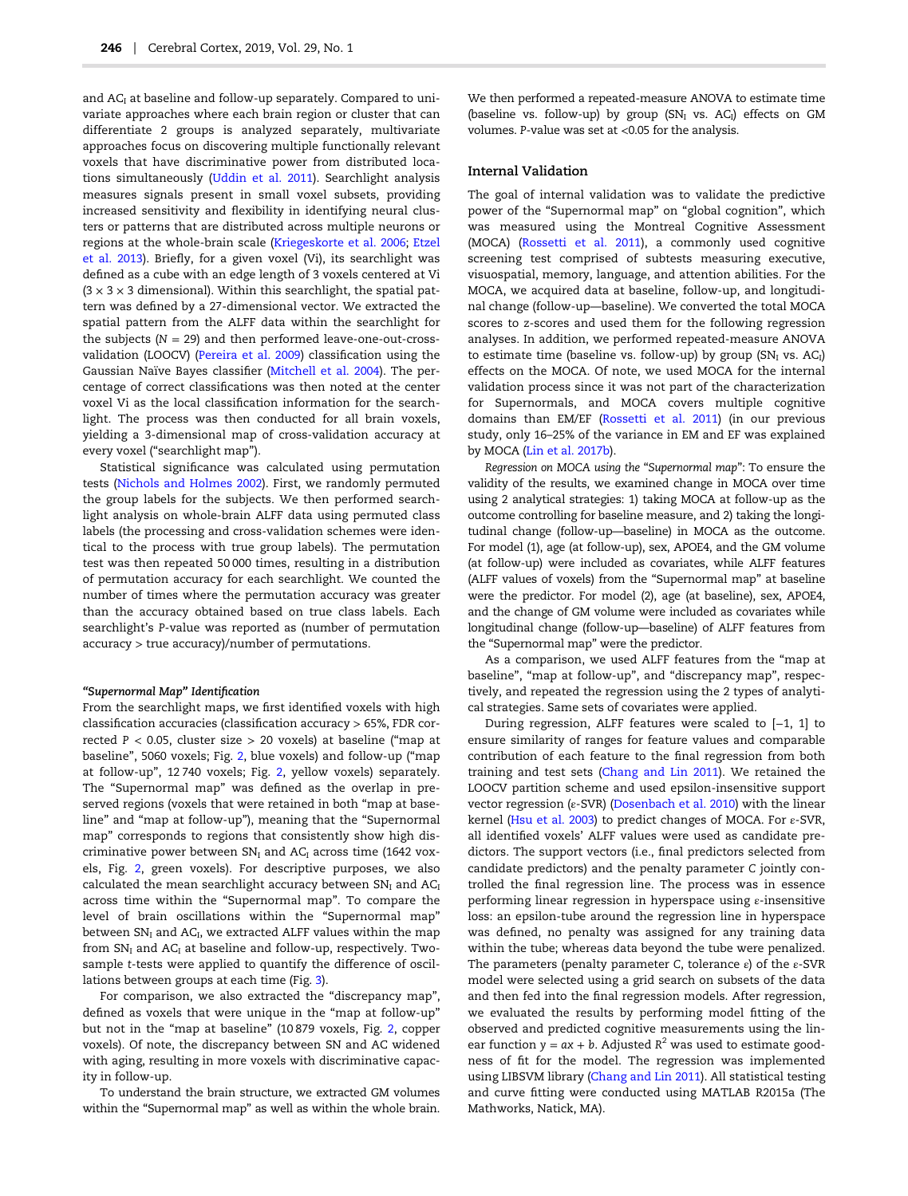and $AC_I$ at baseline and follow-up separately. Compared to univariate approaches where each brain region or cluster that can differentiate 2 groups is analyzed separately, multivariate approaches focus on discovering multiple functionally relevant voxels that have discriminative power from distributed locations simultaneously (Uddin et al. 2011). Searchlight analysis measures signals present in small voxel subsets, providing increased sensitivity and flexibility in identifying neural clusters or patterns that are distributed across multiple neurons or regions at the whole-brain scale (Kriegeskorte et al. 2006; Etzel et al. 2013). Briefly, for a given voxel (Vi), its searchlight was defined as a cube with an edge length of 3 voxels centered at Vi ($3 \times 3 \times 3$ dimensional). Within this searchlight, the spatial pattern was defined by a 27-dimensional vector. We extracted the spatial pattern from the ALFF data within the searchlight for the subjects ($N = 29$) and then performed leave-one-out-cross-validation (LOOCV) (Pereira et al. 2009) classification using the Gaussian Naïve Bayes classifier (Mitchell et al. 2004). The percentage of correct classifications was then noted at the center voxel Vi as the local classification information for the searchlight. The process was then conducted for all brain voxels, yielding a 3-dimensional map of cross-validation accuracy at every voxel ("searchlight map").

Statistical significance was calculated using permutation tests (Nichols and Holmes 2002). First, we randomly permuted the group labels for the subjects. We then performed searchlight analysis on whole-brain ALFF data using permuted class labels (the processing and cross-validation schemes were identical to the process with true group labels). The permutation test was then repeated 50 000 times, resulting in a distribution of permutation accuracy for each searchlight. We counted the number of times where the permutation accuracy was greater than the accuracy obtained based on true class labels. Each searchlight's $P$-value was reported as (number of permutation accuracy > true accuracy)/number of permutations.

#### *"Supernormal Map" Identification*

From the searchlight maps, we first identified voxels with high classification accuracies (classification accuracy > 65%, FDR corrected $P < 0.05$, cluster size > 20 voxels) at baseline ("map at baseline", 5060 voxels; Fig. 2, blue voxels) and follow-up ("map at follow-up", 12 740 voxels; Fig. 2, yellow voxels) separately. The "Supernormal map" was defined as the overlap in preserved regions (voxels that were retained in both "map at baseline" and "map at follow-up"), meaning that the "Supernormal map" corresponds to regions that consistently show high discriminative power between $SN_I$ and $AC_I$ across time (1642 voxels, Fig. 2, green voxels). For descriptive purposes, we also calculated the mean searchlight accuracy between $SN_I$ and $AC_I$ across time within the "Supernormal map". To compare the level of brain oscillations within the "Supernormal map" between $SN_I$ and $AC_I$, we extracted ALFF values within the map from $SN_I$ and $AC_I$ at baseline and follow-up, respectively. Two-sample $t$-tests were applied to quantify the difference of oscillations between groups at each time (Fig. 3).

For comparison, we also extracted the "discrepancy map", defined as voxels that were unique in the "map at follow-up" but not in the "map at baseline" (10 879 voxels, Fig. 2, copper voxels). Of note, the discrepancy between SN and AC widened with aging, resulting in more voxels with discriminative capacity in follow-up.

To understand the brain structure, we extracted GM volumes within the "Supernormal map" as well as within the whole brain. We then performed a repeated-measure ANOVA to estimate time (baseline vs. follow-up) by group ($SN_I$ vs. $AC_I$) effects on GM volumes. $P$-value was set at <0.05 for the analysis.

### Internal Validation

The goal of internal validation was to validate the predictive power of the "Supernormal map" on "global cognition", which was measured using the Montreal Cognitive Assessment (MOCA) (Rossetti et al. 2011), a commonly used cognitive screening test comprised of subtests measuring executive, visuospatial, memory, language, and attention abilities. For the MOCA, we acquired data at baseline, follow-up, and longitudinal change (follow-up—baseline). We converted the total MOCA scores to z-scores and used them for the following regression analyses. In addition, we performed repeated-measure ANOVA to estimate time (baseline vs. follow-up) by group ($SN_I$ vs. $AC_I$) effects on the MOCA. Of note, we used MOCA for the internal validation process since it was not part of the characterization for Supernormals, and MOCA covers multiple cognitive domains than EM/EF (Rossetti et al. 2011) (in our previous study, only 16–25% of the variance in EM and EF was explained by MOCA (Lin et al. 2017b).

*Regression on MOCA using the "Supernormal map"*: To ensure the validity of the results, we examined change in MOCA over time using 2 analytical strategies: 1) taking MOCA at follow-up as the outcome controlling for baseline measure, and 2) taking the longitudinal change (follow-up—baseline) in MOCA as the outcome. For model (1), age (at follow-up), sex, APOE4, and the GM volume (at follow-up) were included as covariates, while ALFF features (ALFF values of voxels) from the "Supernormal map" at baseline were the predictor. For model (2), age (at baseline), sex, APOE4, and the change of GM volume were included as covariates while longitudinal change (follow-up—baseline) of ALFF features from the "Supernormal map" were the predictor.

As a comparison, we used ALFF features from the "map at baseline", "map at follow-up", and "discrepancy map", respectively, and repeated the regression using the 2 types of analytical strategies. Same sets of covariates were applied.

During regression, ALFF features were scaled to [−1, 1] to ensure similarity of ranges for feature values and comparable contribution of each feature to the final regression from both training and test sets (Chang and Lin 2011). We retained the LOOCV partition scheme and used epsilon-insensitive support vector regression ($\epsilon$-SVR) (Dosenbach et al. 2010) with the linear kernel (Hsu et al. 2003) to predict changes of MOCA. For $\epsilon$-SVR, all identified voxels' ALFF values were used as candidate predictors. The support vectors (i.e., final predictors selected from candidate predictors) and the penalty parameter $C$ jointly controlled the final regression line. The process was in essence performing linear regression in hyperspace using $\epsilon$-insensitive loss: an epsilon-tube around the regression line in hyperspace was defined, no penalty was assigned for any training data within the tube; whereas data beyond the tube were penalized. The parameters (penalty parameter $C$, tolerance $\epsilon$) of the $\epsilon$-SVR model were selected using a grid search on subsets of the data and then fed into the final regression models. After regression, we evaluated the results by performing model fitting of the observed and predicted cognitive measurements using the linear function $y = ax + b$. Adjusted $R^2$ was used to estimate goodness of fit for the model. The regression was implemented using LIBSVM library (Chang and Lin 2011). All statistical testing and curve fitting were conducted using MATLAB R2015a (The Mathworks, Natick, MA).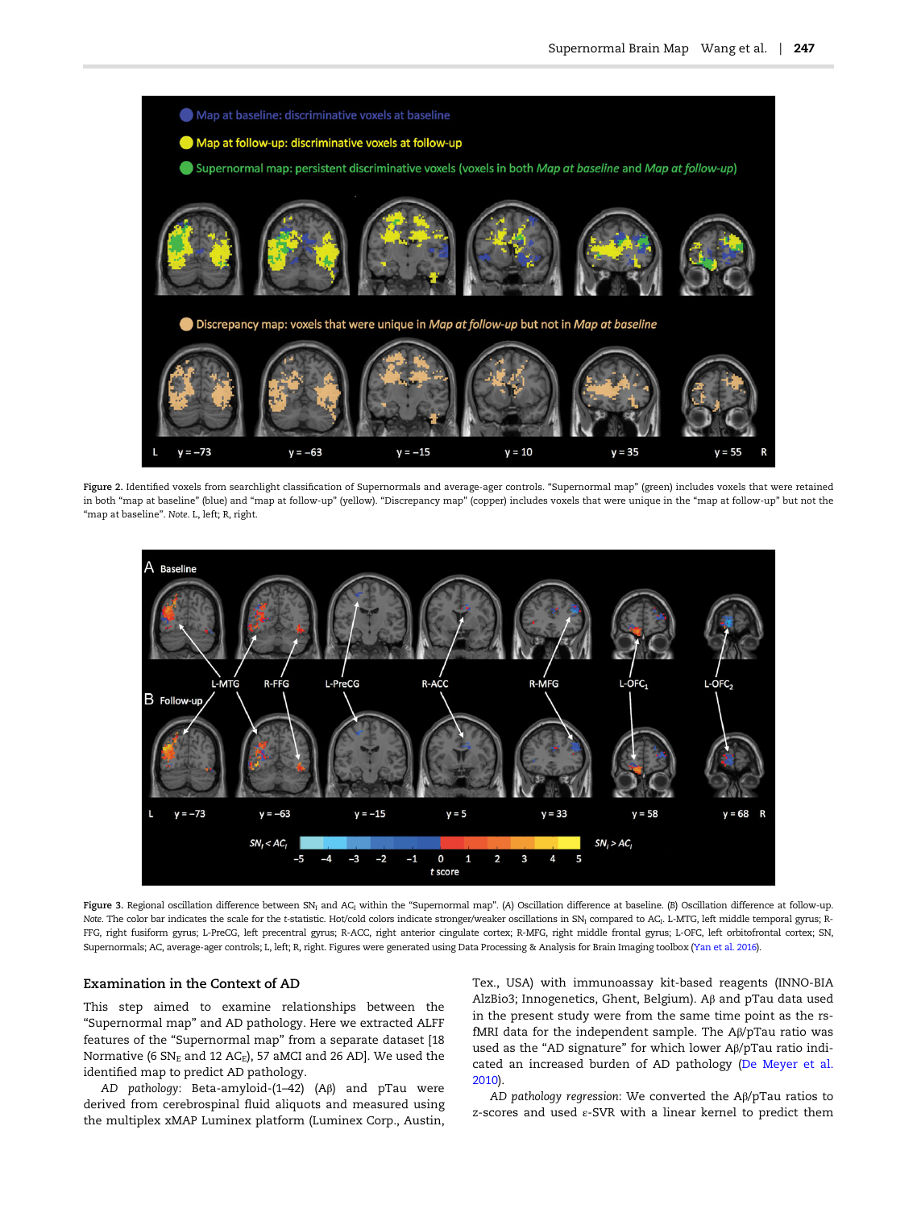Figure 2. Identified voxels from searchlight classification of Supernormals and average-ager controls. "Supernormal map" (green) includes voxels that were retained in both "map at baseline" (blue) and "map at follow-up" (yellow). "Discrepancy map" (copper) includes voxels that were unique in the "map at follow-up" but not the "map at baseline". *Note.* L, left; R, right.

Figure 3. Regional oscillation difference between $SN_I$ and $AC_I$ within the "Supernormal map". (*A*) Oscillation difference at baseline. (*B*) Oscillation difference at follow-up. *Note.* The color bar indicates the scale for the *t*-statistic. Hot/cold colors indicate stronger/weaker oscillations in $SN_I$ compared to $AC_I$. L-MTG, left middle temporal gyrus; R-FFG, right fusiform gyrus; L-PreCG, left precentral gyrus; R-ACC, right anterior cingulate cortex; R-MFG, right middle frontal gyrus; L-OFC, left orbitofrontal cortex; SN, Supernormals; AC, average-ager controls; L, left; R, right. Figures were generated using Data Processing & Analysis for Brain Imaging toolbox (Yan et al. 2016).

## Examination in the Context of AD

This step aimed to examine relationships between the "Supernormal map" and AD pathology. Here we extracted ALFF features of the "Supernormal map" from a separate dataset [18 Normative (6 $SN_E$ and 12 $AC_E$), 57 aMCI and 26 AD]. We used the identified map to predict AD pathology.

*AD pathology*: Beta-amyloid-(1–42) (Aβ) and pTau were derived from cerebrospinal fluid aliquots and measured using the multiplex xMAP Luminex platform (Luminex Corp., Austin, Tex., USA) with immunoassay kit-based reagents (INNO-BIA AlzBio3; Innogenetics, Ghent, Belgium). Aβ and pTau data used in the present study were from the same time point as the rs-fMRI data for the independent sample. The Aβ/pTau ratio was used as the "AD signature" for which lower Aβ/pTau ratio indicated an increased burden of AD pathology (De Meyer et al. 2010).

*AD pathology regression*: We converted the Aβ/pTau ratios to z-scores and used ε-SVR with a linear kernel to predict them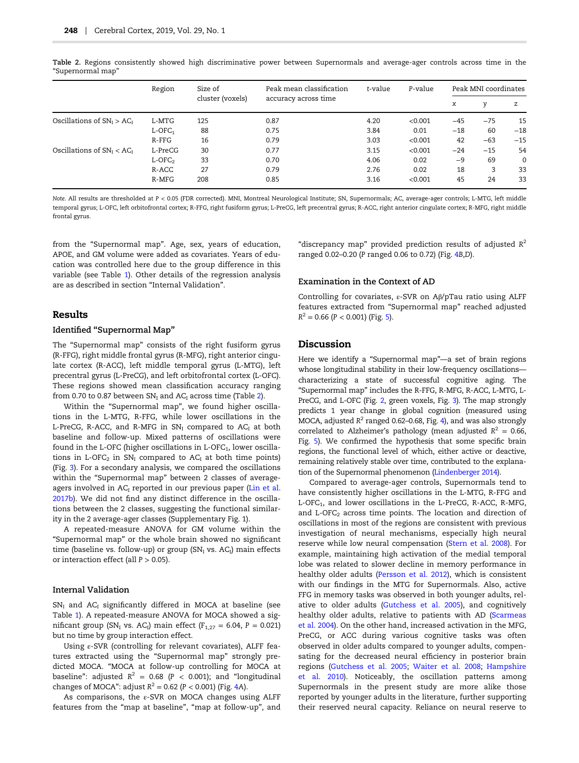**Table 2.** Regions consistently showed high discriminative power between Supernormals and average-ager controls across time in the "Supernormal map"

| | Region | Size of cluster (voxels) | Peak mean classification accuracy across time | t-value | P-value | Peak MNI coordinates | | |
|---|---|---|---|---|---|---|---|---|
| | | | | | | x | y | z |
| Oscillations of $SN_I > AC_I$ | L-MTG | 125 | 0.87 | 4.20 | <0.001 | −45 | −75 | 15 |
| | $L\text{-}OFC_1$ | 88 | 0.75 | 3.84 | 0.01 | −18 | 60 | −18 |
| | R-FFG | 16 | 0.79 | 3.03 | <0.001 | 42 | −63 | −15 |
| Oscillations of $SN_I < AC_I$ | L-PreCG | 30 | 0.77 | 3.15 | <0.001 | −24 | −15 | 54 |
| | $L\text{-}OFC_2$ | 33 | 0.70 | 4.06 | 0.02 | −9 | 69 | 0 |
| | R-ACC | 27 | 0.79 | 2.76 | 0.02 | 18 | 3 | 33 |
| | R-MFG | 208 | 0.85 | 3.16 | <0.001 | 45 | 24 | 33 |

*Note.* All results are thresholded at $P < 0.05$ (FDR corrected). MNI, Montreal Neurological Institute; SN, Supernormals; AC, average-ager controls; L-MTG, left middle temporal gyrus; L-OFC, left orbitofrontal cortex; R-FFG, right fusiform gyrus; L-PreCG, left precentral gyrus; R-ACC, right anterior cingulate cortex; R-MFG, right middle frontal gyrus.

from the "Supernormal map". Age, sex, years of education, APOE, and GM volume were added as covariates. Years of education was controlled here due to the group difference in this variable (see Table 1). Other details of the regression analysis are as described in section "Internal Validation".

## Results

### Identified "Supernormal Map"

The "Supernormal map" consists of the right fusiform gyrus (R-FFG), right middle frontal gyrus (R-MFG), right anterior cingulate cortex (R-ACC), left middle temporal gyrus (L-MTG), left precentral gyrus (L-PreCG), and left orbitofrontal cortex (L-OFC). These regions showed mean classification accuracy ranging from 0.70 to 0.87 between $SN_I$ and $AC_I$ across time (Table 2).

Within the "Supernormal map", we found higher oscillations in the L-MTG, R-FFG, while lower oscillations in the L-PreCG, R-ACC, and R-MFG in $SN_I$ compared to $AC_I$ at both baseline and follow-up. Mixed patterns of oscillations were found in the L-OFC (higher oscillations in $L\text{-}OFC_1$, lower oscillations in $L\text{-}OFC_2$ in $SN_I$ compared to $AC_I$ at both time points) (Fig. 3). For a secondary analysis, we compared the oscillations within the "Supernormal map" between 2 classes of average-agers involved in $AC_I$ reported in our previous paper (Lin et al. 2017b). We did not find any distinct difference in the oscillations between the 2 classes, suggesting the functional similarity in the 2 average-ager classes (Supplementary Fig. 1).

A repeated-measure ANOVA for GM volume within the "Supernormal map" or the whole brain showed no significant time (baseline vs. follow-up) or group ($SN_I$ vs. $AC_I$) main effects or interaction effect (all $P > 0.05$).

### Internal Validation

$SN_I$ and $AC_I$ significantly differed in MOCA at baseline (see Table 1). A repeated-measure ANOVA for MOCA showed a significant group ($SN_I$ vs. $AC_I$) main effect ($F_{1,27} = 6.04$, $P = 0.021$) but no time by group interaction effect.

Using ε-SVR (controlling for relevant covariates), ALFF features extracted using the "Supernormal map" strongly predicted MOCA. "MOCA at follow-up controlling for MOCA at baseline": adjusted $R^2 = 0.68$ ($P < 0.001$); and "longitudinal changes of MOCA": adjust $R^2 = 0.62$ ($P < 0.001$) (Fig. 4A).

As comparisons, the ε-SVR on MOCA changes using ALFF features from the "map at baseline", "map at follow-up", and "discrepancy map" provided prediction results of adjusted $R^2$ ranged 0.02–0.20 (P ranged 0.06 to 0.72) (Fig. 4B,D).

### Examination in the Context of AD

Controlling for covariates, ε-SVR on Aβ/pTau ratio using ALFF features extracted from "Supernormal map" reached adjusted $R^2 = 0.66$ ($P < 0.001$) (Fig. 5).

## Discussion

Here we identify a "Supernormal map"—a set of brain regions whose longitudinal stability in their low-frequency oscillations—characterizing a state of successful cognitive aging. The "Supernormal map" includes the R-FFG, R-MFG, R-ACC, L-MTG, L-PreCG, and L-OFC (Fig. 2, green voxels, Fig. 3). The map strongly predicts 1 year change in global cognition (measured using MOCA, adjusted $R^2$ ranged 0.62–0.68, Fig. 4), and was also strongly correlated to Alzheimer's pathology (mean adjusted $R^2 = 0.66$, Fig. 5). We confirmed the hypothesis that some specific brain regions, the functional level of which, either active or deactive, remaining relatively stable over time, contributed to the explanation of the Supernormal phenomenon (Lindenberger 2014).

Compared to average-ager controls, Supernormals tend to have consistently higher oscillations in the L-MTG, R-FFG and $L\text{-}OFC_1$, and lower oscillations in the L-PreCG, R-ACC, R-MFG, and $L\text{-}OFC_2$ across time points. The location and direction of oscillations in most of the regions are consistent with previous investigation of neural mechanisms, especially high neural reserve while low neural compensation (Stern et al. 2008). For example, maintaining high activation of the medial temporal lobe was related to slower decline in memory performance in healthy older adults (Persson et al. 2012), which is consistent with our findings in the MTG for Supernormals. Also, active FFG in memory tasks was observed in both younger adults, relative to older adults (Gutchess et al. 2005), and cognitively healthy older adults, relative to patients with AD (Scarmeas et al. 2004). On the other hand, increased activation in the MFG, PreCG, or ACC during various cognitive tasks was often observed in older adults compared to younger adults, compensating for the decreased neural efficiency in posterior brain regions (Gutchess et al. 2005; Waiter et al. 2008; Hampshire et al. 2010). Noticeably, the oscillation patterns among Supernormals in the present study are more alike those reported by younger adults in the literature, further supporting their reserved neural capacity. Reliance on neural reserve to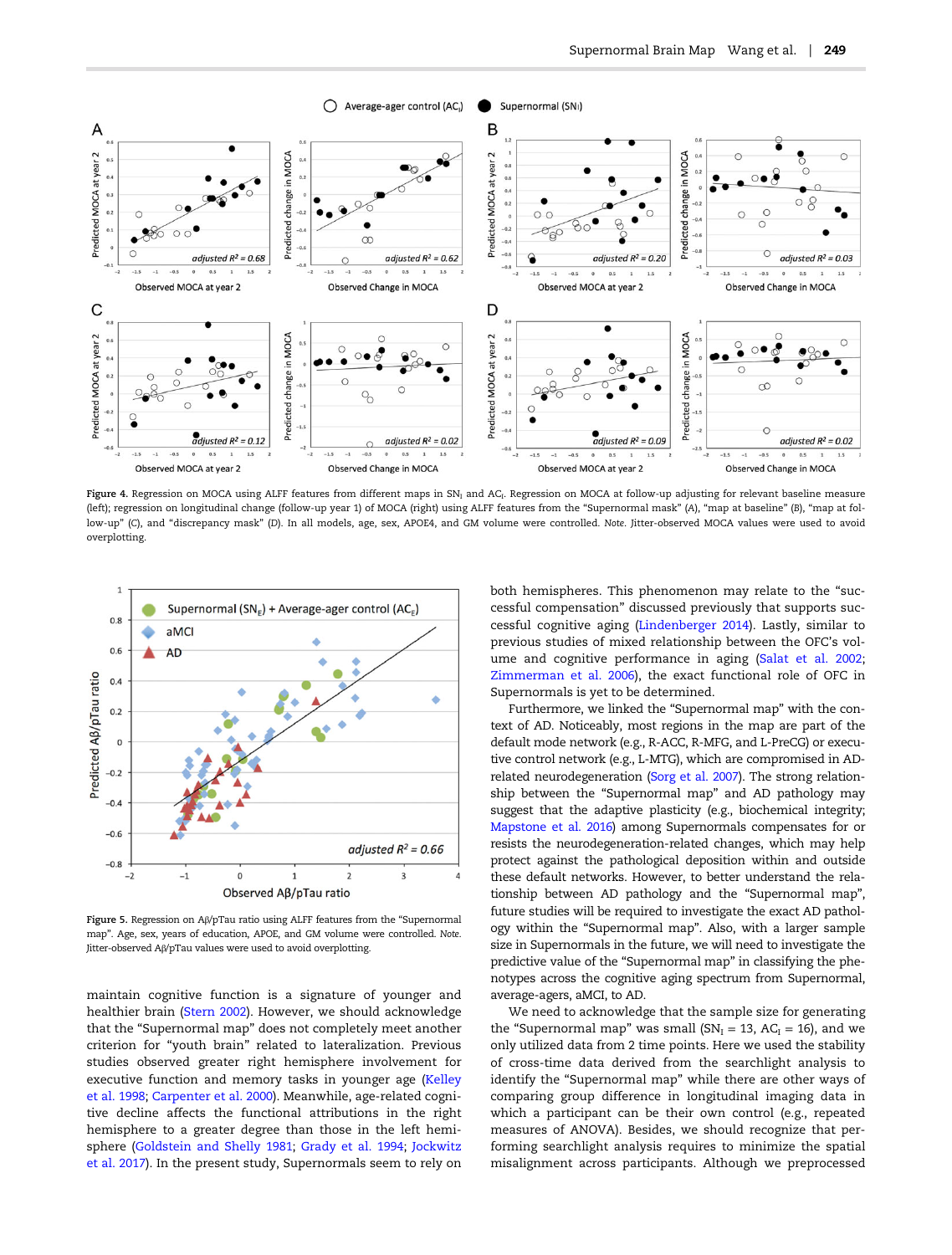Figure 4. Regression on MOCA using ALFF features from different maps in $SN_I$ and $AC_I$. Regression on MOCA at follow-up adjusting for relevant baseline measure (left); regression on longitudinal change (follow-up year 1) of MOCA (right) using ALFF features from the "Supernormal mask" (A), "map at baseline" (B), "map at follow-up" (C), and "discrepancy mask" (D). In all models, age, sex, APOE4, and GM volume were controlled. *Note*. Jitter-observed MOCA values were used to avoid overplotting.

Figure 5. Regression on Aβ/pTau ratio using ALFF features from the "Supernormal map". Age, sex, years of education, APOE, and GM volume were controlled. *Note*. Jitter-observed Aβ/pTau values were used to avoid overplotting.

maintain cognitive function is a signature of younger and healthier brain (Stern 2002). However, we should acknowledge that the "Supernormal map" does not completely meet another criterion for "youth brain" related to lateralization. Previous studies observed greater right hemisphere involvement for executive function and memory tasks in younger age (Kelley et al. 1998; Carpenter et al. 2000). Meanwhile, age-related cognitive decline affects the functional attributions in the right hemisphere to a greater degree than those in the left hemisphere (Goldstein and Shelly 1981; Grady et al. 1994; Jockwitz et al. 2017). In the present study, Supernormals seem to rely on both hemispheres. This phenomenon may relate to the "successful compensation" discussed previously that supports successful cognitive aging (Lindenberger 2014). Lastly, similar to previous studies of mixed relationship between the OFC's volume and cognitive performance in aging (Salat et al. 2002; Zimmerman et al. 2006), the exact functional role of OFC in Supernormals is yet to be determined.

Furthermore, we linked the "Supernormal map" with the context of AD. Noticeably, most regions in the map are part of the default mode network (e.g., R-ACC, R-MFG, and L-PreCG) or executive control network (e.g., L-MTG), which are compromised in AD-related neurodegeneration (Sorg et al. 2007). The strong relationship between the "Supernormal map" and AD pathology may suggest that the adaptive plasticity (e.g., biochemical integrity; Mapstone et al. 2016) among Supernormals compensates for or resists the neurodegeneration-related changes, which may help protect against the pathological deposition within and outside these default networks. However, to better understand the relationship between AD pathology and the "Supernormal map", future studies will be required to investigate the exact AD pathology within the "Supernormal map". Also, with a larger sample size in Supernormals in the future, we will need to investigate the predictive value of the "Supernormal map" in classifying the phenotypes across the cognitive aging spectrum from Supernormal, average-agers, aMCI, to AD.

We need to acknowledge that the sample size for generating the "Supernormal map" was small ($SN_I$ = 13, $AC_I$ = 16), and we only utilized data from 2 time points. Here we used the stability of cross-time data derived from the searchlight analysis to identify the "Supernormal map" while there are other ways of comparing group difference in longitudinal imaging data in which a participant can be their own control (e.g., repeated measures of ANOVA). Besides, we should recognize that performing searchlight analysis requires to minimize the spatial misalignment across participants. Although we preprocessed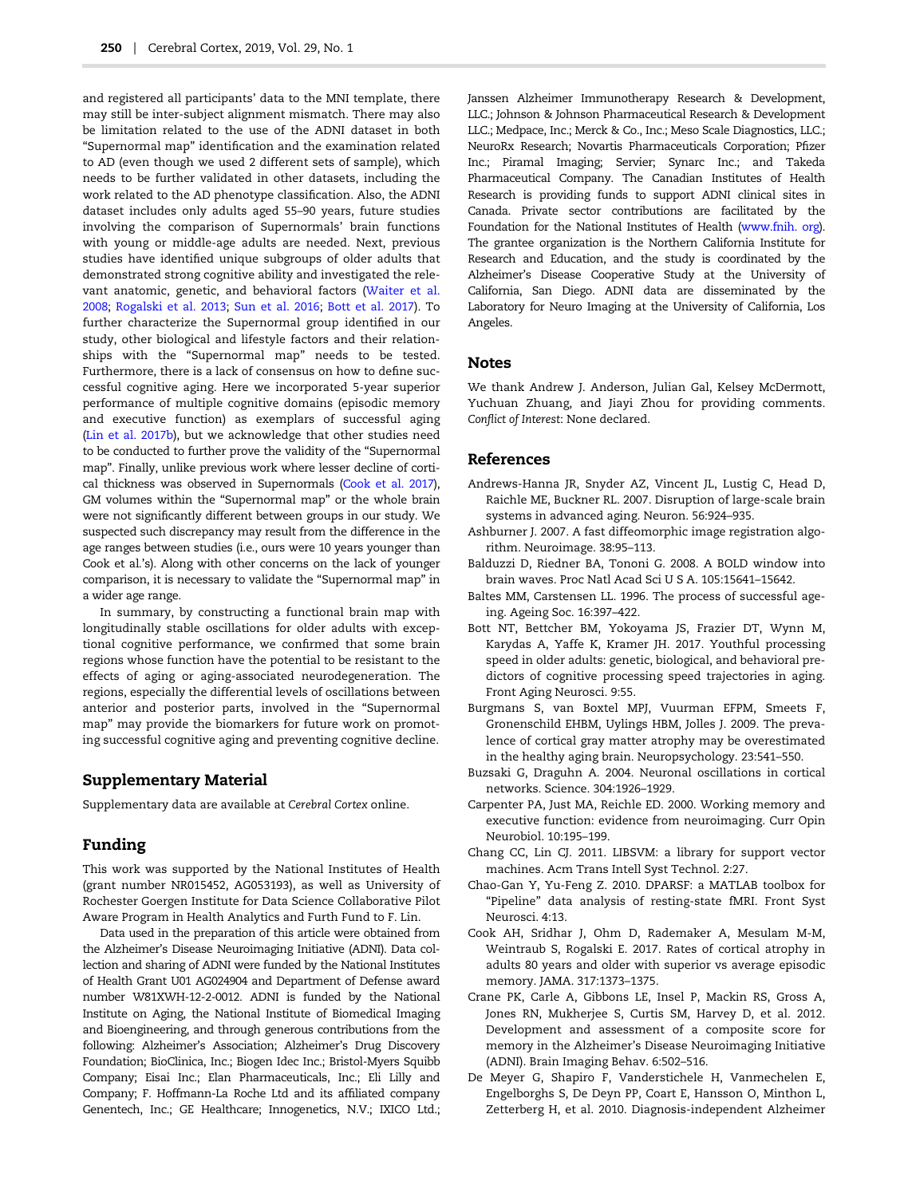and registered all participants' data to the MNI template, there may still be inter-subject alignment mismatch. There may also be limitation related to the use of the ADNI dataset in both "Supernormal map" identification and the examination related to AD (even though we used 2 different sets of sample), which needs to be further validated in other datasets, including the work related to the AD phenotype classification. Also, the ADNI dataset includes only adults aged 55–90 years, future studies involving the comparison of Supernormals' brain functions with young or middle-age adults are needed. Next, previous studies have identified unique subgroups of older adults that demonstrated strong cognitive ability and investigated the relevant anatomic, genetic, and behavioral factors (Waiter et al. 2008; Rogalski et al. 2013; Sun et al. 2016; Bott et al. 2017). To further characterize the Supernormal group identified in our study, other biological and lifestyle factors and their relationships with the "Supernormal map" needs to be tested. Furthermore, there is a lack of consensus on how to define successful cognitive aging. Here we incorporated 5-year superior performance of multiple cognitive domains (episodic memory and executive function) as exemplars of successful aging (Lin et al. 2017b), but we acknowledge that other studies need to be conducted to further prove the validity of the "Supernormal map". Finally, unlike previous work where lesser decline of cortical thickness was observed in Supernormals (Cook et al. 2017), GM volumes within the "Supernormal map" or the whole brain were not significantly different between groups in our study. We suspected such discrepancy may result from the difference in the age ranges between studies (i.e., ours were 10 years younger than Cook et al.'s). Along with other concerns on the lack of younger comparison, it is necessary to validate the "Supernormal map" in a wider age range.

In summary, by constructing a functional brain map with longitudinally stable oscillations for older adults with exceptional cognitive performance, we confirmed that some brain regions whose function have the potential to be resistant to the effects of aging or aging-associated neurodegeneration. The regions, especially the differential levels of oscillations between anterior and posterior parts, involved in the "Supernormal map" may provide the biomarkers for future work on promoting successful cognitive aging and preventing cognitive decline.

## Supplementary Material

Supplementary data are available at *Cerebral Cortex* online.

## Funding

This work was supported by the National Institutes of Health (grant number NR015452, AG053193), as well as University of Rochester Goergen Institute for Data Science Collaborative Pilot Aware Program in Health Analytics and Furth Fund to F. Lin.

Data used in the preparation of this article were obtained from the Alzheimer's Disease Neuroimaging Initiative (ADNI). Data collection and sharing of ADNI were funded by the National Institutes of Health Grant U01 AG024904 and Department of Defense award number W81XWH-12-2-0012. ADNI is funded by the National Institute on Aging, the National Institute of Biomedical Imaging and Bioengineering, and through generous contributions from the following: Alzheimer's Association; Alzheimer's Drug Discovery Foundation; BioClinica, Inc.; Biogen Idec Inc.; Bristol-Myers Squibb Company; Eisai Inc.; Elan Pharmaceuticals, Inc.; Eli Lilly and Company; F. Hoffmann-La Roche Ltd and its affiliated company Genentech, Inc.; GE Healthcare; Innogenetics, N.V.; IXICO Ltd.; Janssen Alzheimer Immunotherapy Research & Development, LLC.; Johnson & Johnson Pharmaceutical Research & Development LLC.; Medpace, Inc.; Merck & Co., Inc.; Meso Scale Diagnostics, LLC.; NeuroRx Research; Novartis Pharmaceuticals Corporation; Pfizer Inc.; Piramal Imaging; Servier; Synarc Inc.; and Takeda Pharmaceutical Company. The Canadian Institutes of Health Research is providing funds to support ADNI clinical sites in Canada. Private sector contributions are facilitated by the Foundation for the National Institutes of Health (www.fnih. org). The grantee organization is the Northern California Institute for Research and Education, and the study is coordinated by the Alzheimer's Disease Cooperative Study at the University of California, San Diego. ADNI data are disseminated by the Laboratory for Neuro Imaging at the University of California, Los Angeles.

## Notes

We thank Andrew J. Anderson, Julian Gal, Kelsey McDermott, Yuchuan Zhuang, and Jiayi Zhou for providing comments. *Conflict of Interest*: None declared.

## References

Andrews-Hanna JR, Snyder AZ, Vincent JL, Lustig C, Head D, Raichle ME, Buckner RL. 2007. Disruption of large-scale brain systems in advanced aging. Neuron. 56:924–935.

Ashburner J. 2007. A fast diffeomorphic image registration algorithm. Neuroimage. 38:95–113.

Balduzzi D, Riedner BA, Tononi G. 2008. A BOLD window into brain waves. Proc Natl Acad Sci U S A. 105:15641–15642.

Baltes MM, Carstensen LL. 1996. The process of successful ageing. Ageing Soc. 16:397–422.

Bott NT, Bettcher BM, Yokoyama JS, Frazier DT, Wynn M, Karydas A, Yaffe K, Kramer JH. 2017. Youthful processing speed in older adults: genetic, biological, and behavioral predictors of cognitive processing speed trajectories in aging. Front Aging Neurosci. 9:55.

Burgmans S, van Boxtel MPJ, Vuurman EFPM, Smeets F, Gronenschild EHBM, Uylings HBM, Jolles J. 2009. The prevalence of cortical gray matter atrophy may be overestimated in the healthy aging brain. Neuropsychology. 23:541–550.

Buzsaki G, Draguhn A. 2004. Neuronal oscillations in cortical networks. Science. 304:1926–1929.

Carpenter PA, Just MA, Reichle ED. 2000. Working memory and executive function: evidence from neuroimaging. Curr Opin Neurobiol. 10:195–199.

Chang CC, Lin CJ. 2011. LIBSVM: a library for support vector machines. Acm Trans Intell Syst Technol. 2:27.

Chao-Gan Y, Yu-Feng Z. 2010. DPARSF: a MATLAB toolbox for "Pipeline" data analysis of resting-state fMRI. Front Syst Neurosci. 4:13.

Cook AH, Sridhar J, Ohm D, Rademaker A, Mesulam M-M, Weintraub S, Rogalski E. 2017. Rates of cortical atrophy in adults 80 years and older with superior vs average episodic memory. JAMA. 317:1373–1375.

Crane PK, Carle A, Gibbons LE, Insel P, Mackin RS, Gross A, Jones RN, Mukherjee S, Curtis SM, Harvey D, et al. 2012. Development and assessment of a composite score for memory in the Alzheimer's Disease Neuroimaging Initiative (ADNI). Brain Imaging Behav. 6:502–516.

De Meyer G, Shapiro F, Vanderstichele H, Vanmechelen E, Engelborghs S, De Deyn PP, Coart E, Hansson O, Minthon L, Zetterberg H, et al. 2010. Diagnosis-independent Alzheimer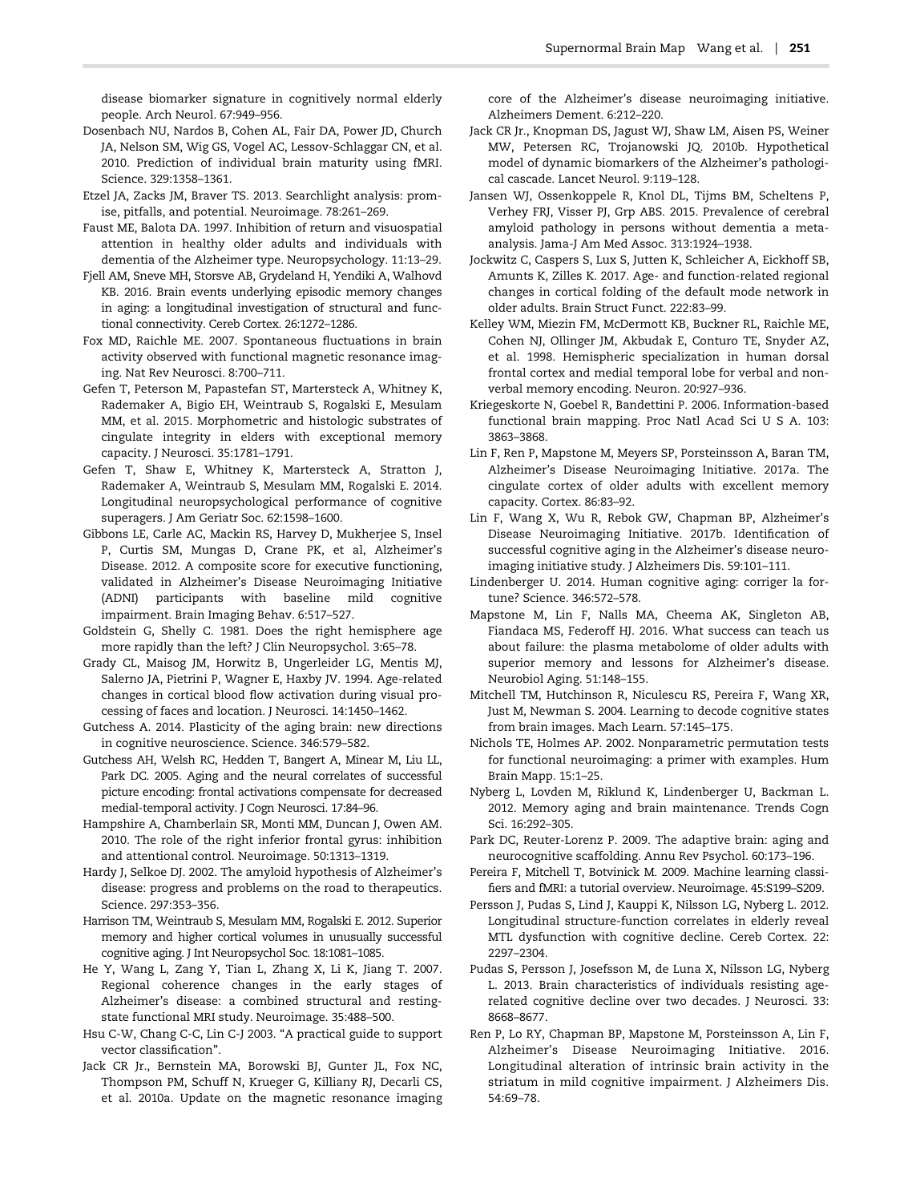disease biomarker signature in cognitively normal elderly people. Arch Neurol. 67:949–956.

Dosenbach NU, Nardos B, Cohen AL, Fair DA, Power JD, Church JA, Nelson SM, Wig GS, Vogel AC, Lessov-Schlaggar CN, et al. 2010. Prediction of individual brain maturity using fMRI. Science. 329:1358–1361.

Etzel JA, Zacks JM, Braver TS. 2013. Searchlight analysis: promise, pitfalls, and potential. Neuroimage. 78:261–269.

Faust ME, Balota DA. 1997. Inhibition of return and visuospatial attention in healthy older adults and individuals with dementia of the Alzheimer type. Neuropsychology. 11:13–29.

Fjell AM, Sneve MH, Storsve AB, Grydeland H, Yendiki A, Walhovd KB. 2016. Brain events underlying episodic memory changes in aging: a longitudinal investigation of structural and functional connectivity. Cereb Cortex. 26:1272–1286.

Fox MD, Raichle ME. 2007. Spontaneous fluctuations in brain activity observed with functional magnetic resonance imaging. Nat Rev Neurosci. 8:700–711.

Gefen T, Peterson M, Papastefan ST, Martersteck A, Whitney K, Rademaker A, Bigio EH, Weintraub S, Rogalski E, Mesulam MM, et al. 2015. Morphometric and histologic substrates of cingulate integrity in elders with exceptional memory capacity. J Neurosci. 35:1781–1791.

Gefen T, Shaw E, Whitney K, Martersteck A, Stratton J, Rademaker A, Weintraub S, Mesulam MM, Rogalski E. 2014. Longitudinal neuropsychological performance of cognitive superagers. J Am Geriatr Soc. 62:1598–1600.

Gibbons LE, Carle AC, Mackin RS, Harvey D, Mukherjee S, Insel P, Curtis SM, Mungas D, Crane PK, et al, Alzheimer's Disease. 2012. A composite score for executive functioning, validated in Alzheimer's Disease Neuroimaging Initiative (ADNI) participants with baseline mild cognitive impairment. Brain Imaging Behav. 6:517–527.

Goldstein G, Shelly C. 1981. Does the right hemisphere age more rapidly than the left? J Clin Neuropsychol. 3:65–78.

Grady CL, Maisog JM, Horwitz B, Ungerleider LG, Mentis MJ, Salerno JA, Pietrini P, Wagner E, Haxby JV. 1994. Age-related changes in cortical blood flow activation during visual processing of faces and location. J Neurosci. 14:1450–1462.

Gutchess A. 2014. Plasticity of the aging brain: new directions in cognitive neuroscience. Science. 346:579–582.

Gutchess AH, Welsh RC, Hedden T, Bangert A, Minear M, Liu LL, Park DC. 2005. Aging and the neural correlates of successful picture encoding: frontal activations compensate for decreased medial-temporal activity. J Cogn Neurosci. 17:84–96.

Hampshire A, Chamberlain SR, Monti MM, Duncan J, Owen AM. 2010. The role of the right inferior frontal gyrus: inhibition and attentional control. Neuroimage. 50:1313–1319.

Hardy J, Selkoe DJ. 2002. The amyloid hypothesis of Alzheimer's disease: progress and problems on the road to therapeutics. Science. 297:353–356.

Harrison TM, Weintraub S, Mesulam MM, Rogalski E. 2012. Superior memory and higher cortical volumes in unusually successful cognitive aging. J Int Neuropsychol Soc. 18:1081–1085.

He Y, Wang L, Zang Y, Tian L, Zhang X, Li K, Jiang T. 2007. Regional coherence changes in the early stages of Alzheimer's disease: a combined structural and resting-state functional MRI study. Neuroimage. 35:488–500.

Hsu C-W, Chang C-C, Lin C-J 2003. "A practical guide to support vector classification".

Jack CR Jr., Bernstein MA, Borowski BJ, Gunter JL, Fox NC, Thompson PM, Schuff N, Krueger G, Killiany RJ, Decarli CS, et al. 2010a. Update on the magnetic resonance imaging core of the Alzheimer's disease neuroimaging initiative. Alzheimers Dement. 6:212–220.

Jack CR Jr., Knopman DS, Jagust WJ, Shaw LM, Aisen PS, Weiner MW, Petersen RC, Trojanowski JQ. 2010b. Hypothetical model of dynamic biomarkers of the Alzheimer's pathological cascade. Lancet Neurol. 9:119–128.

Jansen WJ, Ossenkoppele R, Knol DL, Tijms BM, Scheltens P, Verhey FRJ, Visser PJ, Grp ABS. 2015. Prevalence of cerebral amyloid pathology in persons without dementia a meta-analysis. Jama-J Am Med Assoc. 313:1924–1938.

Jockwitz C, Caspers S, Lux S, Jutten K, Schleicher A, Eickhoff SB, Amunts K, Zilles K. 2017. Age- and function-related regional changes in cortical folding of the default mode network in older adults. Brain Struct Funct. 222:83–99.

Kelley WM, Miezin FM, McDermott KB, Buckner RL, Raichle ME, Cohen NJ, Ollinger JM, Akbudak E, Conturo TE, Snyder AZ, et al. 1998. Hemispheric specialization in human dorsal frontal cortex and medial temporal lobe for verbal and nonverbal memory encoding. Neuron. 20:927–936.

Kriegeskorte N, Goebel R, Bandettini P. 2006. Information-based functional brain mapping. Proc Natl Acad Sci U S A. 103: 3863–3868.

Lin F, Ren P, Mapstone M, Meyers SP, Porsteinsson A, Baran TM, Alzheimer's Disease Neuroimaging Initiative. 2017a. The cingulate cortex of older adults with excellent memory capacity. Cortex. 86:83–92.

Lin F, Wang X, Wu R, Rebok GW, Chapman BP, Alzheimer's Disease Neuroimaging Initiative. 2017b. Identification of successful cognitive aging in the Alzheimer's disease neuroimaging initiative study. J Alzheimers Dis. 59:101–111.

Lindenberger U. 2014. Human cognitive aging: corriger la fortune? Science. 346:572–578.

Mapstone M, Lin F, Nalls MA, Cheema AK, Singleton AB, Fiandaca MS, Federoff HJ. 2016. What success can teach us about failure: the plasma metabolome of older adults with superior memory and lessons for Alzheimer's disease. Neurobiol Aging. 51:148–155.

Mitchell TM, Hutchinson R, Niculescu RS, Pereira F, Wang XR, Just M, Newman S. 2004. Learning to decode cognitive states from brain images. Mach Learn. 57:145–175.

Nichols TE, Holmes AP. 2002. Nonparametric permutation tests for functional neuroimaging: a primer with examples. Hum Brain Mapp. 15:1–25.

Nyberg L, Lovden M, Riklund K, Lindenberger U, Backman L. 2012. Memory aging and brain maintenance. Trends Cogn Sci. 16:292–305.

Park DC, Reuter-Lorenz P. 2009. The adaptive brain: aging and neurocognitive scaffolding. Annu Rev Psychol. 60:173–196.

Pereira F, Mitchell T, Botvinick M. 2009. Machine learning classifiers and fMRI: a tutorial overview. Neuroimage. 45:S199–S209.

Persson J, Pudas S, Lind J, Kauppi K, Nilsson LG, Nyberg L. 2012. Longitudinal structure-function correlates in elderly reveal MTL dysfunction with cognitive decline. Cereb Cortex. 22: 2297–2304.

Pudas S, Persson J, Josefsson M, de Luna X, Nilsson LG, Nyberg L. 2013. Brain characteristics of individuals resisting age-related cognitive decline over two decades. J Neurosci. 33: 8668–8677.

Ren P, Lo RY, Chapman BP, Mapstone M, Porsteinsson A, Lin F, Alzheimer's Disease Neuroimaging Initiative. 2016. Longitudinal alteration of intrinsic brain activity in the striatum in mild cognitive impairment. J Alzheimers Dis. 54:69–78.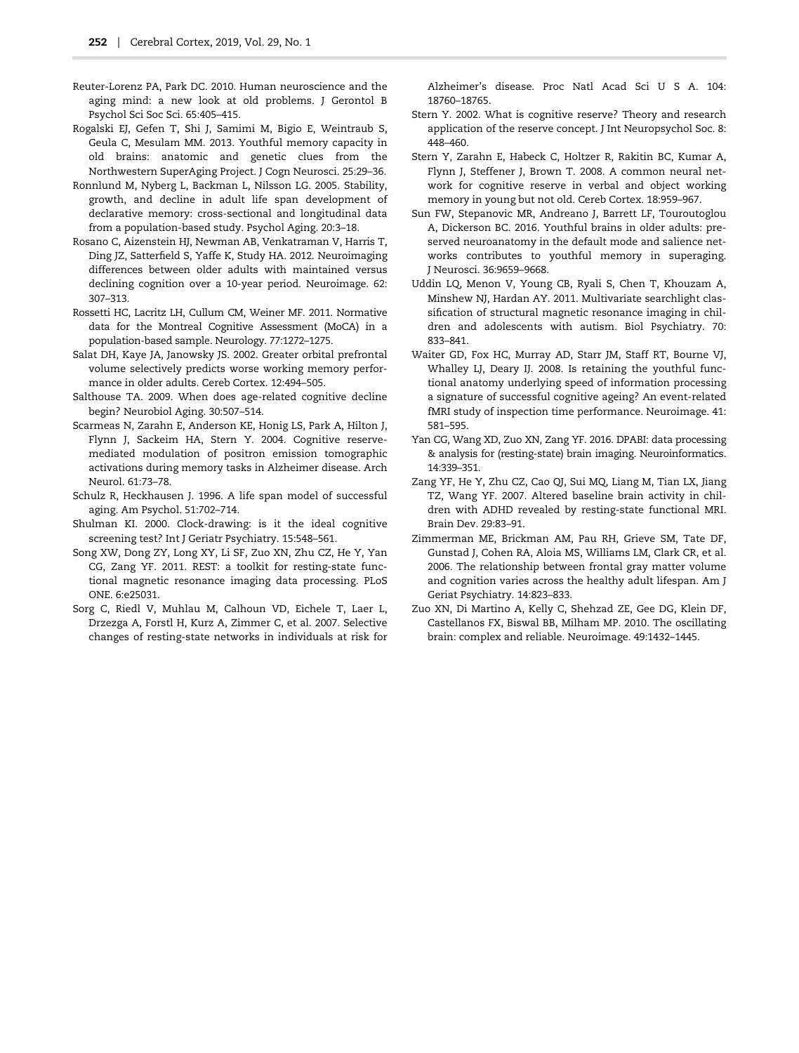Reuter-Lorenz PA, Park DC. 2010. Human neuroscience and the aging mind: a new look at old problems. J Gerontol B Psychol Sci Soc Sci. 65:405–415.

Rogalski EJ, Gefen T, Shi J, Samimi M, Bigio E, Weintraub S, Geula C, Mesulam MM. 2013. Youthful memory capacity in old brains: anatomic and genetic clues from the Northwestern SuperAging Project. J Cogn Neurosci. 25:29–36.

Ronnlund M, Nyberg L, Backman L, Nilsson LG. 2005. Stability, growth, and decline in adult life span development of declarative memory: cross-sectional and longitudinal data from a population-based study. Psychol Aging. 20:3–18.

Rosano C, Aizenstein HJ, Newman AB, Venkatraman V, Harris T, Ding JZ, Satterfield S, Yaffe K, Study HA. 2012. Neuroimaging differences between older adults with maintained versus declining cognition over a 10-year period. Neuroimage. 62: 307–313.

Rossetti HC, Lacritz LH, Cullum CM, Weiner MF. 2011. Normative data for the Montreal Cognitive Assessment (MoCA) in a population-based sample. Neurology. 77:1272–1275.

Salat DH, Kaye JA, Janowsky JS. 2002. Greater orbital prefrontal volume selectively predicts worse working memory performance in older adults. Cereb Cortex. 12:494–505.

Salthouse TA. 2009. When does age-related cognitive decline begin? Neurobiol Aging. 30:507–514.

Scarmeas N, Zarahn E, Anderson KE, Honig LS, Park A, Hilton J, Flynn J, Sackeim HA, Stern Y. 2004. Cognitive reserve-mediated modulation of positron emission tomographic activations during memory tasks in Alzheimer disease. Arch Neurol. 61:73–78.

Schulz R, Heckhausen J. 1996. A life span model of successful aging. Am Psychol. 51:702–714.

Shulman KI. 2000. Clock-drawing: is it the ideal cognitive screening test? Int J Geriatr Psychiatry. 15:548–561.

Song XW, Dong ZY, Long XY, Li SF, Zuo XN, Zhu CZ, He Y, Yan CG, Zang YF. 2011. REST: a toolkit for resting-state functional magnetic resonance imaging data processing. PLoS ONE. 6:e25031.

Sorg C, Riedl V, Muhlau M, Calhoun VD, Eichele T, Laer L, Drzezga A, Forstl H, Kurz A, Zimmer C, et al. 2007. Selective changes of resting-state networks in individuals at risk for Alzheimer's disease. Proc Natl Acad Sci U S A. 104: 18760–18765.

Stern Y. 2002. What is cognitive reserve? Theory and research application of the reserve concept. J Int Neuropsychol Soc. 8: 448–460.

Stern Y, Zarahn E, Habeck C, Holtzer R, Rakitin BC, Kumar A, Flynn J, Steffener J, Brown T. 2008. A common neural network for cognitive reserve in verbal and object working memory in young but not old. Cereb Cortex. 18:959–967.

Sun FW, Stepanovic MR, Andreano J, Barrett LF, Touroutoglou A, Dickerson BC. 2016. Youthful brains in older adults: preserved neuroanatomy in the default mode and salience networks contributes to youthful memory in superaging. J Neurosci. 36:9659–9668.

Uddin LQ, Menon V, Young CB, Ryali S, Chen T, Khouzam A, Minshew NJ, Hardan AY. 2011. Multivariate searchlight classification of structural magnetic resonance imaging in children and adolescents with autism. Biol Psychiatry. 70: 833–841.

Waiter GD, Fox HC, Murray AD, Starr JM, Staff RT, Bourne VJ, Whalley LJ, Deary IJ. 2008. Is retaining the youthful functional anatomy underlying speed of information processing a signature of successful cognitive ageing? An event-related fMRI study of inspection time performance. Neuroimage. 41: 581–595.

Yan CG, Wang XD, Zuo XN, Zang YF. 2016. DPABI: data processing & analysis for (resting-state) brain imaging. Neuroinformatics. 14:339–351.

Zang YF, He Y, Zhu CZ, Cao QJ, Sui MQ, Liang M, Tian LX, Jiang TZ, Wang YF. 2007. Altered baseline brain activity in children with ADHD revealed by resting-state functional MRI. Brain Dev. 29:83–91.

Zimmerman ME, Brickman AM, Pau RH, Grieve SM, Tate DF, Gunstad J, Cohen RA, Aloia MS, Williams LM, Clark CR, et al. 2006. The relationship between frontal gray matter volume and cognition varies across the healthy adult lifespan. Am J Geriat Psychiatry. 14:823–833.

Zuo XN, Di Martino A, Kelly C, Shehzad ZE, Gee DG, Klein DF, Castellanos FX, Biswal BB, Milham MP. 2010. The oscillating brain: complex and reliable. Neuroimage. 49:1432–1445.